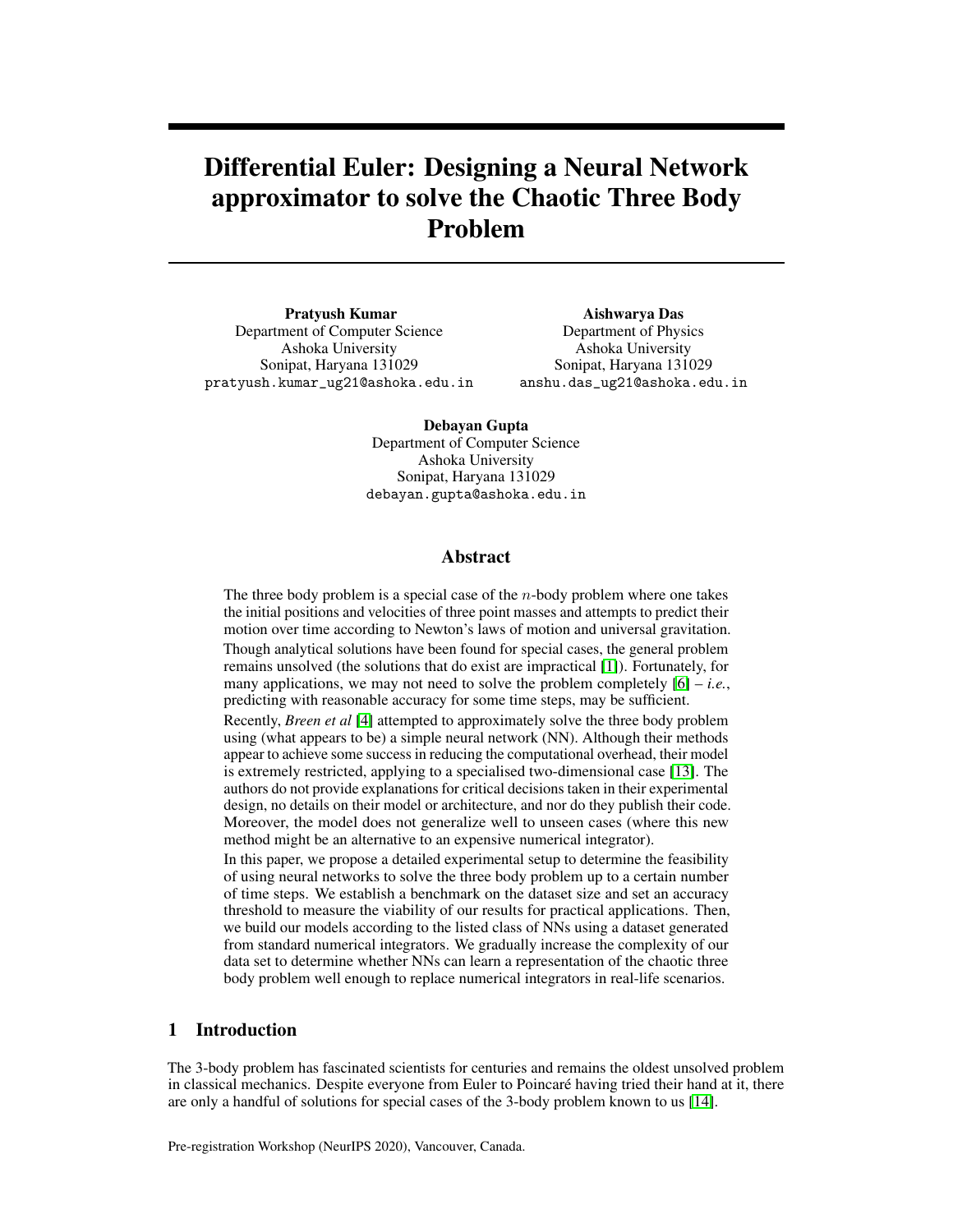# Differential Euler: Designing a Neural Network approximator to solve the Chaotic Three Body Problem

**Pratyush Kumar**
Department of Computer Science
Ashoka University
Sonipat, Haryana 131029
pratyush.kumar_ug21@ashoka.edu.in

**Aishwarya Das**
Department of Physics
Ashoka University
Sonipat, Haryana 131029
anshu.das_ug21@ashoka.edu.in

**Debayan Gupta**
Department of Computer Science
Ashoka University
Sonipat, Haryana 131029
debayan.gupta@ashoka.edu.in

## Abstract

The three body problem is a special case of the $n$-body problem where one takes the initial positions and velocities of three point masses and attempts to predict their motion over time according to Newton's laws of motion and universal gravitation. Though analytical solutions have been found for special cases, the general problem remains unsolved (the solutions that do exist are impractical [1]). Fortunately, for many applications, we may not need to solve the problem completely [6] – *i.e.*, predicting with reasonable accuracy for some time steps, may be sufficient.

Recently, *Breen et al* [4] attempted to approximately solve the three body problem using (what appears to be) a simple neural network (NN). Although their methods appear to achieve some success in reducing the computational overhead, their model is extremely restricted, applying to a specialised two-dimensional case [13]. The authors do not provide explanations for critical decisions taken in their experimental design, no details on their model or architecture, and nor do they publish their code. Moreover, the model does not generalize well to unseen cases (where this new method might be an alternative to an expensive numerical integrator).

In this paper, we propose a detailed experimental setup to determine the feasibility of using neural networks to solve the three body problem up to a certain number of time steps. We establish a benchmark on the dataset size and set an accuracy threshold to measure the viability of our results for practical applications. Then, we build our models according to the listed class of NNs using a dataset generated from standard numerical integrators. We gradually increase the complexity of our data set to determine whether NNs can learn a representation of the chaotic three body problem well enough to replace numerical integrators in real-life scenarios.

## 1 Introduction

The 3-body problem has fascinated scientists for centuries and remains the oldest unsolved problem in classical mechanics. Despite everyone from Euler to Poincaré having tried their hand at it, there are only a handful of solutions for special cases of the 3-body problem known to us [14].

Pre-registration Workshop (NeurIPS 2020), Vancouver, Canada.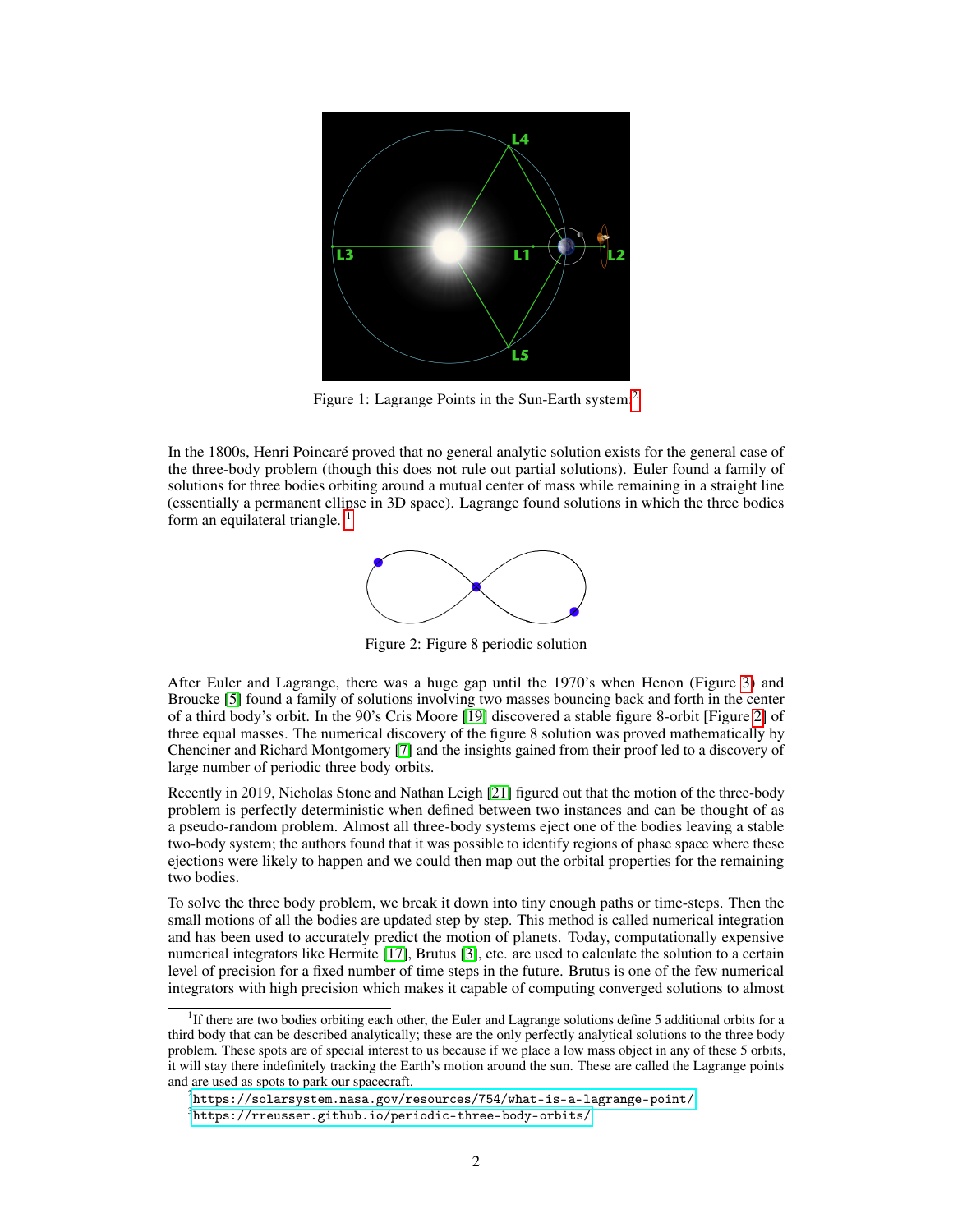Figure 1: Lagrange Points in the Sun-Earth system[2]

In the 1800s, Henri Poincaré proved that no general analytic solution exists for the general case of the three-body problem (though this does not rule out partial solutions). Euler found a family of solutions for three bodies orbiting around a mutual center of mass while remaining in a straight line (essentially a permanent ellipse in 3D space). Lagrange found solutions in which the three bodies form an equilateral triangle. [1]

Figure 2: Figure 8 periodic solution

After Euler and Lagrange, there was a huge gap until the 1970's when Henon (Figure 3) and Broucke [5] found a family of solutions involving two masses bouncing back and forth in the center of a third body's orbit. In the 90's Cris Moore [19] discovered a stable figure 8-orbit [Figure 2] of three equal masses. The numerical discovery of the figure 8 solution was proved mathematically by Chenciner and Richard Montgomery [7] and the insights gained from their proof led to a discovery of large number of periodic three body orbits.

Recently in 2019, Nicholas Stone and Nathan Leigh [21] figured out that the motion of the three-body problem is perfectly deterministic when defined between two instances and can be thought of as a pseudo-random problem. Almost all three-body systems eject one of the bodies leaving a stable two-body system; the authors found that it was possible to identify regions of phase space where these ejections were likely to happen and we could then map out the orbital properties for the remaining two bodies.

To solve the three body problem, we break it down into tiny enough paths or time-steps. Then the small motions of all the bodies are updated step by step. This method is called numerical integration and has been used to accurately predict the motion of planets. Today, computationally expensive numerical integrators like Hermite [17], Brutus [3], etc. are used to calculate the solution to a certain level of precision for a fixed number of time steps in the future. Brutus is one of the few numerical integrators with high precision which makes it capable of computing converged solutions to almost

[1] If there are two bodies orbiting each other, the Euler and Lagrange solutions define 5 additional orbits for a third body that can be described analytically; these are the only perfectly analytical solutions to the three body problem. These spots are of special interest to us because if we place a low mass object in any of these 5 orbits, it will stay there indefinitely tracking the Earth's motion around the sun. These are called the Lagrange points and are used as spots to park our spacecraft.

[2] https://solarsystem.nasa.gov/resources/754/what-is-a-lagrange-point/

[3] https://rreusser.github.io/periodic-three-body-orbits/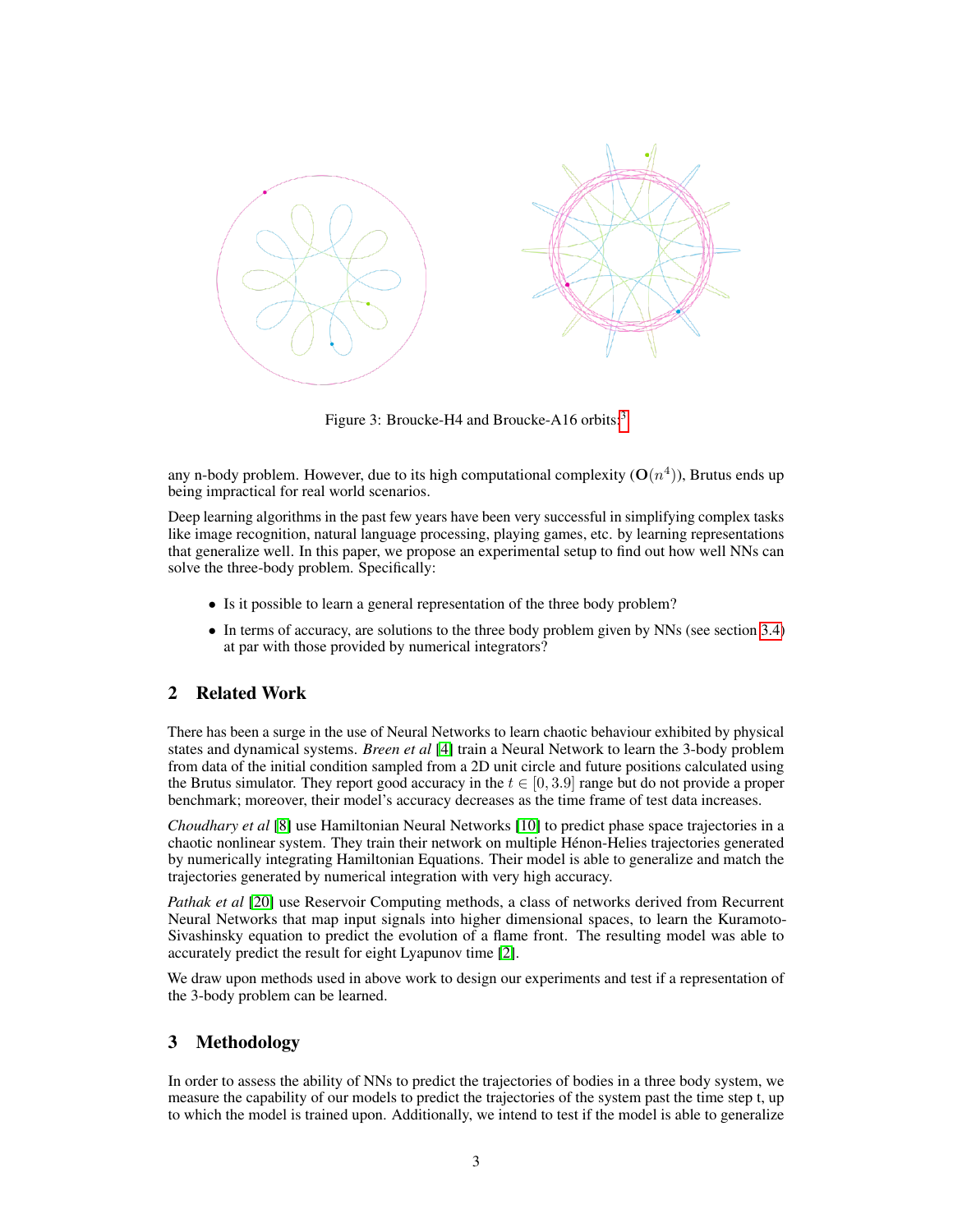Figure 3: Broucke-H4 and Broucke-A16 orbits.[3]

any n-body problem. However, due to its high computational complexity ($\mathbf{O}(n^4)$), Brutus ends up being impractical for real world scenarios.

Deep learning algorithms in the past few years have been very successful in simplifying complex tasks like image recognition, natural language processing, playing games, etc. by learning representations that generalize well. In this paper, we propose an experimental setup to find out how well NNs can solve the three-body problem. Specifically:

- Is it possible to learn a general representation of the three body problem?
- In terms of accuracy, are solutions to the three body problem given by NNs (see section 3.4) at par with those provided by numerical integrators?

## 2 Related Work

There has been a surge in the use of Neural Networks to learn chaotic behaviour exhibited by physical states and dynamical systems. *Breen et al* [4] train a Neural Network to learn the 3-body problem from data of the initial condition sampled from a 2D unit circle and future positions calculated using the Brutus simulator. They report good accuracy in the $t \in [0, 3.9]$ range but do not provide a proper benchmark; moreover, their model's accuracy decreases as the time frame of test data increases.

*Choudhary et al* [8] use Hamiltonian Neural Networks [10] to predict phase space trajectories in a chaotic nonlinear system. They train their network on multiple Hénon-Helies trajectories generated by numerically integrating Hamiltonian Equations. Their model is able to generalize and match the trajectories generated by numerical integration with very high accuracy.

*Pathak et al* [20] use Reservoir Computing methods, a class of networks derived from Recurrent Neural Networks that map input signals into higher dimensional spaces, to learn the Kuramoto-Sivashinsky equation to predict the evolution of a flame front. The resulting model was able to accurately predict the result for eight Lyapunov time [2].

We draw upon methods used in above work to design our experiments and test if a representation of the 3-body problem can be learned.

## 3 Methodology

In order to assess the ability of NNs to predict the trajectories of bodies in a three body system, we measure the capability of our models to predict the trajectories of the system past the time step t, up to which the model is trained upon. Additionally, we intend to test if the model is able to generalize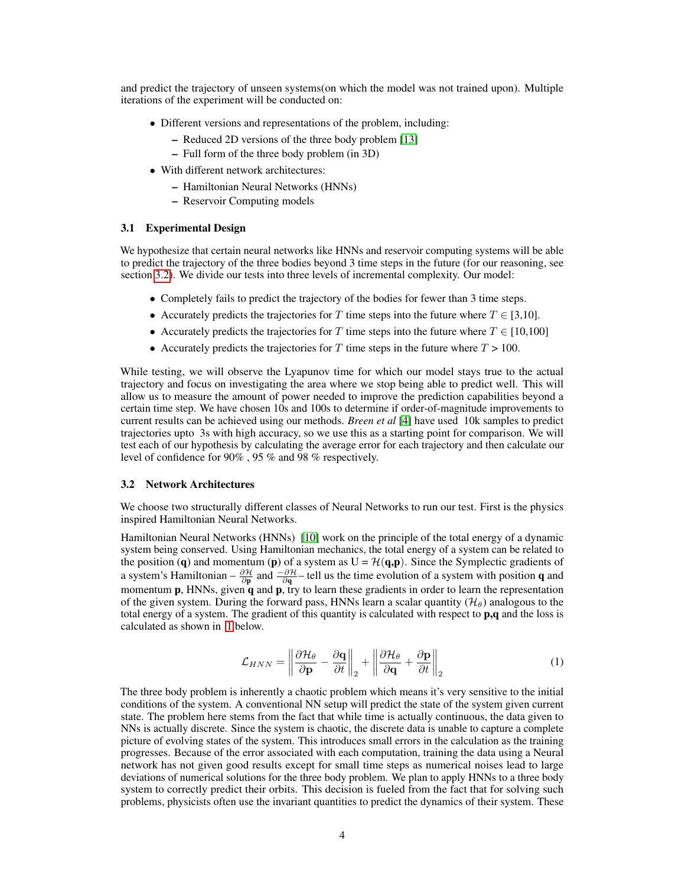and predict the trajectory of unseen systems(on which the model was not trained upon). Multiple iterations of the experiment will be conducted on:

- Different versions and representations of the problem, including:
  - Reduced 2D versions of the three body problem [13]
  - Full form of the three body problem (in 3D)
- With different network architectures:
  - Hamiltonian Neural Networks (HNNs)
  - Reservoir Computing models

### 3.1 Experimental Design

We hypothesize that certain neural networks like HNNs and reservoir computing systems will be able to predict the trajectory of the three bodies beyond 3 time steps in the future (for our reasoning, see section 3.2). We divide our tests into three levels of incremental complexity. Our model:

- Completely fails to predict the trajectory of the bodies for fewer than 3 time steps.
- Accurately predicts the trajectories for $T$ time steps into the future where $T \in$ [3,10].
- Accurately predicts the trajectories for $T$ time steps into the future where $T \in$ [10,100]
- Accurately predicts the trajectories for $T$ time steps in the future where $T > 100$.

While testing, we will observe the Lyapunov time for which our model stays true to the actual trajectory and focus on investigating the area where we stop being able to predict well. This will allow us to measure the amount of power needed to improve the prediction capabilities beyond a certain time step. We have chosen 10s and 100s to determine if order-of-magnitude improvements to current results can be achieved using our methods. *Breen et al* [4] have used 10k samples to predict trajectories upto 3s with high accuracy, so we use this as a starting point for comparison. We will test each of our hypothesis by calculating the average error for each trajectory and then calculate our level of confidence for 90% , 95 % and 98 % respectively.

### 3.2 Network Architectures

We choose two structurally different classes of Neural Networks to run our test. First is the physics inspired Hamiltonian Neural Networks.

Hamiltonian Neural Networks (HNNs) [10] work on the principle of the total energy of a dynamic system being conserved. Using Hamiltonian mechanics, the total energy of a system can be related to the position ($\mathbf{q}$) and momentum ($\mathbf{p}$) of a system as U = $\mathcal{H}$($\mathbf{q}$,$\mathbf{p}$). Since the Symplectic gradients of a system's Hamiltonian – $\frac{\partial \mathcal{H}}{\partial \mathbf{p}}$ and $\frac{-\partial \mathcal{H}}{\partial \mathbf{q}}$– tell us the time evolution of a system with position $\mathbf{q}$ and momentum $\mathbf{p}$, HNNs, given $\mathbf{q}$ and $\mathbf{p}$, try to learn these gradients in order to learn the representation of the given system. During the forward pass, HNNs learn a scalar quantity ($\mathcal{H}_\theta$) analogous to the total energy of a system. The gradient of this quantity is calculated with respect to $\mathbf{p}$,$\mathbf{q}$ and the loss is calculated as shown in 1 below.

$$\mathcal{L}_{HNN} = \left\| \frac{\partial \mathcal{H}_\theta}{\partial \mathbf{p}} - \frac{\partial \mathbf{q}}{\partial t} \right\|_2 + \left\| \frac{\partial \mathcal{H}_\theta}{\partial \mathbf{q}} + \frac{\partial \mathbf{p}}{\partial t} \right\|_2 \tag{1}$$

The three body problem is inherently a chaotic problem which means it's very sensitive to the initial conditions of the system. A conventional NN setup will predict the state of the system given current state. The problem here stems from the fact that while time is actually continuous, the data given to NNs is actually discrete. Since the system is chaotic, the discrete data is unable to capture a complete picture of evolving states of the system. This introduces small errors in the calculation as the training progresses. Because of the error associated with each computation, training the data using a Neural network has not given good results except for small time steps as numerical noises lead to large deviations of numerical solutions for the three body problem. We plan to apply HNNs to a three body system to correctly predict their orbits. This decision is fueled from the fact that for solving such problems, physicists often use the invariant quantities to predict the dynamics of their system. These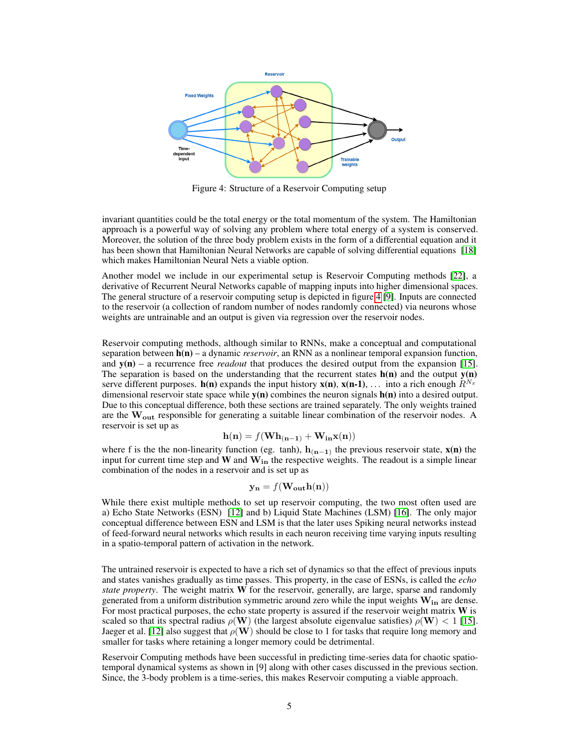Figure 4: Structure of a Reservoir Computing setup

invariant quantities could be the total energy or the total momentum of the system. The Hamiltonian approach is a powerful way of solving any problem where total energy of a system is conserved. Moreover, the solution of the three body problem exists in the form of a differential equation and it has been shown that Hamiltonian Neural Networks are capable of solving differential equations [18] which makes Hamiltonian Neural Nets a viable option.

Another model we include in our experimental setup is Reservoir Computing methods [22], a derivative of Recurrent Neural Networks capable of mapping inputs into higher dimensional spaces. The general structure of a reservoir computing setup is depicted in figure 4 [9]. Inputs are connected to the reservoir (a collection of random number of nodes randomly connected) via neurons whose weights are untrainable and an output is given via regression over the reservoir nodes.

Reservoir computing methods, although similar to RNNs, make a conceptual and computational separation between $\mathbf{h(n)}$ – a dynamic *reservoir*, an RNN as a nonlinear temporal expansion function, and $\mathbf{y(n)}$ – a recurrence free *readout* that produces the desired output from the expansion [15]. The separation is based on the understanding that the recurrent states $\mathbf{h(n)}$ and the output $\mathbf{y(n)}$ serve different purposes. $\mathbf{h(n)}$ expands the input history $\mathbf{x(n)}$, $\mathbf{x(n\text{-}1)}$, $\ldots$ into a rich enough $R^{N_x}$ dimensional reservoir state space while $\mathbf{y(n)}$ combines the neuron signals $\mathbf{h(n)}$ into a desired output. Due to this conceptual difference, both these sections are trained separately. The only weights trained are the $\mathbf{W_{out}}$ responsible for generating a suitable linear combination of the reservoir nodes. A reservoir is set up as

$$\mathbf{h(n)} = f(\mathbf{W}\mathbf{h_{(n-1)}} + \mathbf{W_{in}}\mathbf{x(n)})$$

where f is the the non-linearity function (eg. tanh), $\mathbf{h_{(n-1)}}$ the previous reservoir state, $\mathbf{x(n)}$ the input for current time step and $\mathbf{W}$ and $\mathbf{W_{in}}$ the respective weights. The readout is a simple linear combination of the nodes in a reservoir and is set up as

$$\mathbf{y_n} = f(\mathbf{W_{out}}\mathbf{h(n)})$$

While there exist multiple methods to set up reservoir computing, the two most often used are a) Echo State Networks (ESN) [12] and b) Liquid State Machines (LSM) [16]. The only major conceptual difference between ESN and LSM is that the later uses Spiking neural networks instead of feed-forward neural networks which results in each neuron receiving time varying inputs resulting in a spatio-temporal pattern of activation in the network.

The untrained reservoir is expected to have a rich set of dynamics so that the effect of previous inputs and states vanishes gradually as time passes. This property, in the case of ESNs, is called the *echo state property*. The weight matrix $\mathbf{W}$ for the reservoir, generally, are large, sparse and randomly generated from a uniform distribution symmetric around zero while the input weights $\mathbf{W_{in}}$ are dense. For most practical purposes, the echo state property is assured if the reservoir weight matrix $\mathbf{W}$ is scaled so that its spectral radius $\rho(\mathbf{W})$ (the largest absolute eigenvalue satisfies) $\rho(\mathbf{W}) < 1$ [15]. Jaeger et al. [12] also suggest that $\rho(\mathbf{W})$ should be close to 1 for tasks that require long memory and smaller for tasks where retaining a longer memory could be detrimental.

Reservoir Computing methods have been successful in predicting time-series data for chaotic spatio-temporal dynamical systems as shown in [9] along with other cases discussed in the previous section. Since, the 3-body problem is a time-series, this makes Reservoir computing a viable approach.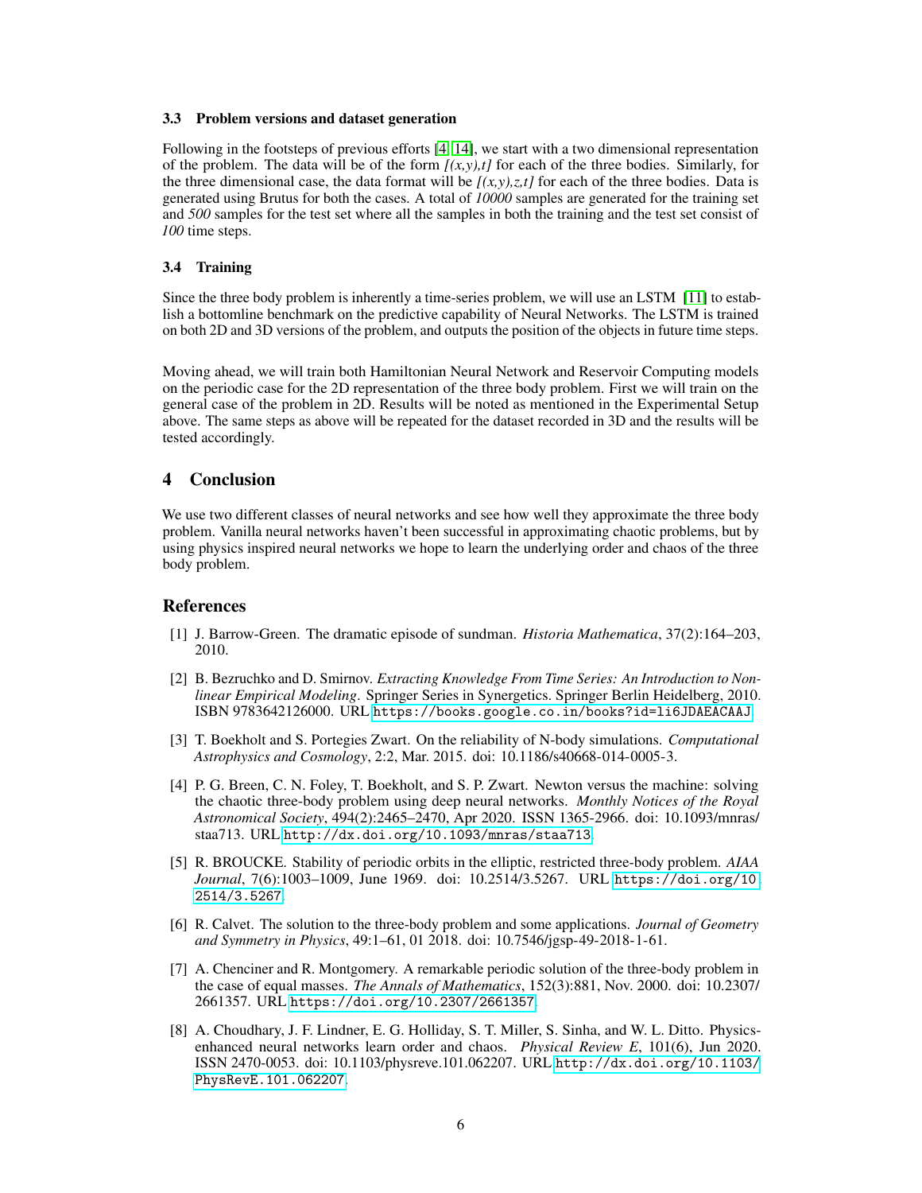### 3.3 Problem versions and dataset generation

Following in the footsteps of previous efforts [4, 14], we start with a two dimensional representation of the problem. The data will be of the form *[(x,y),t]* for each of the three bodies. Similarly, for the three dimensional case, the data format will be *[(x,y),z,t]* for each of the three bodies. Data is generated using Brutus for both the cases. A total of *10000* samples are generated for the training set and *500* samples for the test set where all the samples in both the training and the test set consist of *100* time steps.

### 3.4 Training

Since the three body problem is inherently a time-series problem, we will use an LSTM [11] to establish a bottomline benchmark on the predictive capability of Neural Networks. The LSTM is trained on both 2D and 3D versions of the problem, and outputs the position of the objects in future time steps.

Moving ahead, we will train both Hamiltonian Neural Network and Reservoir Computing models on the periodic case for the 2D representation of the three body problem. First we will train on the general case of the problem in 2D. Results will be noted as mentioned in the Experimental Setup above. The same steps as above will be repeated for the dataset recorded in 3D and the results will be tested accordingly.

## 4 Conclusion

We use two different classes of neural networks and see how well they approximate the three body problem. Vanilla neural networks haven't been successful in approximating chaotic problems, but by using physics inspired neural networks we hope to learn the underlying order and chaos of the three body problem.

## References

[1] J. Barrow-Green. The dramatic episode of sundman. *Historia Mathematica*, 37(2):164–203, 2010.

[2] B. Bezruchko and D. Smirnov. *Extracting Knowledge From Time Series: An Introduction to Nonlinear Empirical Modeling*. Springer Series in Synergetics. Springer Berlin Heidelberg, 2010. ISBN 9783642126000. URL https://books.google.co.in/books?id=li6JDAEACAAJ.

[3] T. Boekholt and S. Portegies Zwart. On the reliability of N-body simulations. *Computational Astrophysics and Cosmology*, 2:2, Mar. 2015. doi: 10.1186/s40668-014-0005-3.

[4] P. G. Breen, C. N. Foley, T. Boekholt, and S. P. Zwart. Newton versus the machine: solving the chaotic three-body problem using deep neural networks. *Monthly Notices of the Royal Astronomical Society*, 494(2):2465–2470, Apr 2020. ISSN 1365-2966. doi: 10.1093/mnras/staa713. URL http://dx.doi.org/10.1093/mnras/staa713.

[5] R. BROUCKE. Stability of periodic orbits in the elliptic, restricted three-body problem. *AIAA Journal*, 7(6):1003–1009, June 1969. doi: 10.2514/3.5267. URL https://doi.org/10.2514/3.5267.

[6] R. Calvet. The solution to the three-body problem and some applications. *Journal of Geometry and Symmetry in Physics*, 49:1–61, 01 2018. doi: 10.7546/jgsp-49-2018-1-61.

[7] A. Chenciner and R. Montgomery. A remarkable periodic solution of the three-body problem in the case of equal masses. *The Annals of Mathematics*, 152(3):881, Nov. 2000. doi: 10.2307/2661357. URL https://doi.org/10.2307/2661357.

[8] A. Choudhary, J. F. Lindner, E. G. Holliday, S. T. Miller, S. Sinha, and W. L. Ditto. Physics-enhanced neural networks learn order and chaos. *Physical Review E*, 101(6), Jun 2020. ISSN 2470-0053. doi: 10.1103/physreve.101.062207. URL http://dx.doi.org/10.1103/PhysRevE.101.062207.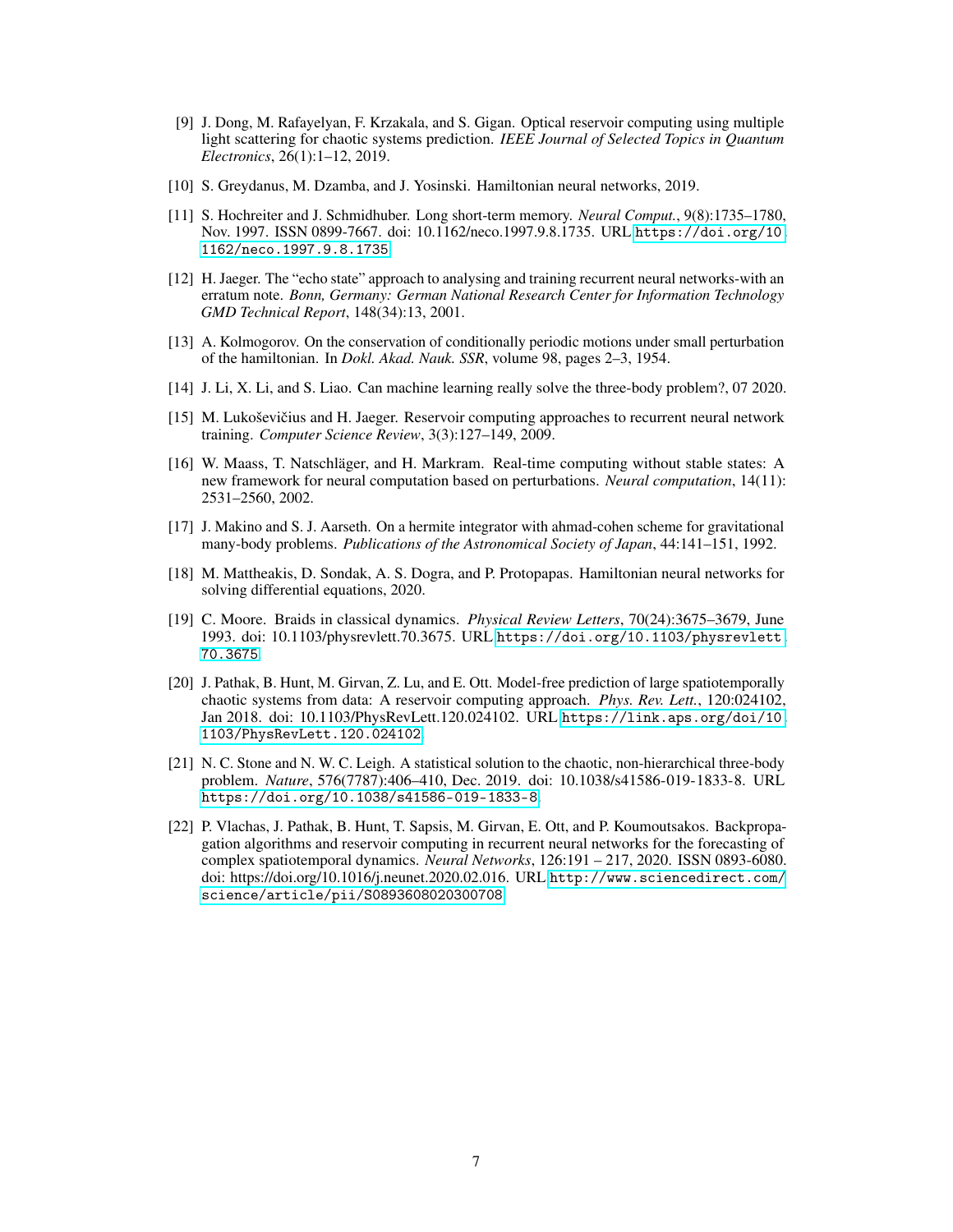[9] J. Dong, M. Rafayelyan, F. Krzakala, and S. Gigan. Optical reservoir computing using multiple light scattering for chaotic systems prediction. *IEEE Journal of Selected Topics in Quantum Electronics*, 26(1):1–12, 2019.

[10] S. Greydanus, M. Dzamba, and J. Yosinski. Hamiltonian neural networks, 2019.

[11] S. Hochreiter and J. Schmidhuber. Long short-term memory. *Neural Comput.*, 9(8):1735–1780, Nov. 1997. ISSN 0899-7667. doi: 10.1162/neco.1997.9.8.1735. URL `https://doi.org/10.1162/neco.1997.9.8.1735`.

[12] H. Jaeger. The "echo state" approach to analysing and training recurrent neural networks-with an erratum note. *Bonn, Germany: German National Research Center for Information Technology GMD Technical Report*, 148(34):13, 2001.

[13] A. Kolmogorov. On the conservation of conditionally periodic motions under small perturbation of the hamiltonian. In *Dokl. Akad. Nauk. SSR*, volume 98, pages 2–3, 1954.

[14] J. Li, X. Li, and S. Liao. Can machine learning really solve the three-body problem?, 07 2020.

[15] M. Lukoševičius and H. Jaeger. Reservoir computing approaches to recurrent neural network training. *Computer Science Review*, 3(3):127–149, 2009.

[16] W. Maass, T. Natschläger, and H. Markram. Real-time computing without stable states: A new framework for neural computation based on perturbations. *Neural computation*, 14(11): 2531–2560, 2002.

[17] J. Makino and S. J. Aarseth. On a hermite integrator with ahmad-cohen scheme for gravitational many-body problems. *Publications of the Astronomical Society of Japan*, 44:141–151, 1992.

[18] M. Mattheakis, D. Sondak, A. S. Dogra, and P. Protopapas. Hamiltonian neural networks for solving differential equations, 2020.

[19] C. Moore. Braids in classical dynamics. *Physical Review Letters*, 70(24):3675–3679, June 1993. doi: 10.1103/physrevlett.70.3675. URL `https://doi.org/10.1103/physrevlett.70.3675`.

[20] J. Pathak, B. Hunt, M. Girvan, Z. Lu, and E. Ott. Model-free prediction of large spatiotemporally chaotic systems from data: A reservoir computing approach. *Phys. Rev. Lett.*, 120:024102, Jan 2018. doi: 10.1103/PhysRevLett.120.024102. URL `https://link.aps.org/doi/10.1103/PhysRevLett.120.024102`.

[21] N. C. Stone and N. W. C. Leigh. A statistical solution to the chaotic, non-hierarchical three-body problem. *Nature*, 576(7787):406–410, Dec. 2019. doi: 10.1038/s41586-019-1833-8. URL `https://doi.org/10.1038/s41586-019-1833-8`.

[22] P. Vlachas, J. Pathak, B. Hunt, T. Sapsis, M. Girvan, E. Ott, and P. Koumoutsakos. Backpropagation algorithms and reservoir computing in recurrent neural networks for the forecasting of complex spatiotemporal dynamics. *Neural Networks*, 126:191 – 217, 2020. ISSN 0893-6080. doi: https://doi.org/10.1016/j.neunet.2020.02.016. URL `http://www.sciencedirect.com/science/article/pii/S0893608020300708`.